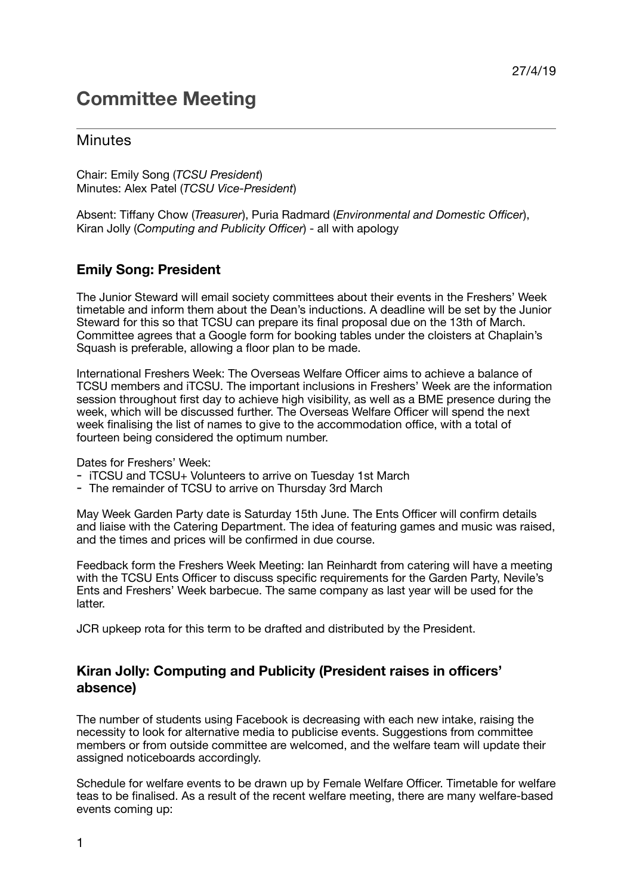27/4/19

# Committee Meeting

## Minutes

Chair: Emily Song (*TCSU President*)
Minutes: Alex Patel (*TCSU Vice-President*)

Absent: Tiffany Chow (*Treasurer*), Puria Radmard (*Environmental and Domestic Officer*), Kiran Jolly (*Computing and Publicity Officer*) - all with apology

### Emily Song: President

The Junior Steward will email society committees about their events in the Freshers' Week timetable and inform them about the Dean's inductions. A deadline will be set by the Junior Steward for this so that TCSU can prepare its final proposal due on the 13th of March. Committee agrees that a Google form for booking tables under the cloisters at Chaplain's Squash is preferable, allowing a floor plan to be made.

International Freshers Week: The Overseas Welfare Officer aims to achieve a balance of TCSU members and iTCSU. The important inclusions in Freshers' Week are the information session throughout first day to achieve high visibility, as well as a BME presence during the week, which will be discussed further. The Overseas Welfare Officer will spend the next week finalising the list of names to give to the accommodation office, with a total of fourteen being considered the optimum number.

Dates for Freshers' Week:

- iTCSU and TCSU+ Volunteers to arrive on Tuesday 1st March
- The remainder of TCSU to arrive on Thursday 3rd March

May Week Garden Party date is Saturday 15th June. The Ents Officer will confirm details and liaise with the Catering Department. The idea of featuring games and music was raised, and the times and prices will be confirmed in due course.

Feedback form the Freshers Week Meeting: Ian Reinhardt from catering will have a meeting with the TCSU Ents Officer to discuss specific requirements for the Garden Party, Nevile's Ents and Freshers' Week barbecue. The same company as last year will be used for the latter.

JCR upkeep rota for this term to be drafted and distributed by the President.

### Kiran Jolly: Computing and Publicity (President raises in officers' absence)

The number of students using Facebook is decreasing with each new intake, raising the necessity to look for alternative media to publicise events. Suggestions from committee members or from outside committee are welcomed, and the welfare team will update their assigned noticeboards accordingly.

Schedule for welfare events to be drawn up by Female Welfare Officer. Timetable for welfare teas to be finalised. As a result of the recent welfare meeting, there are many welfare-based events coming up: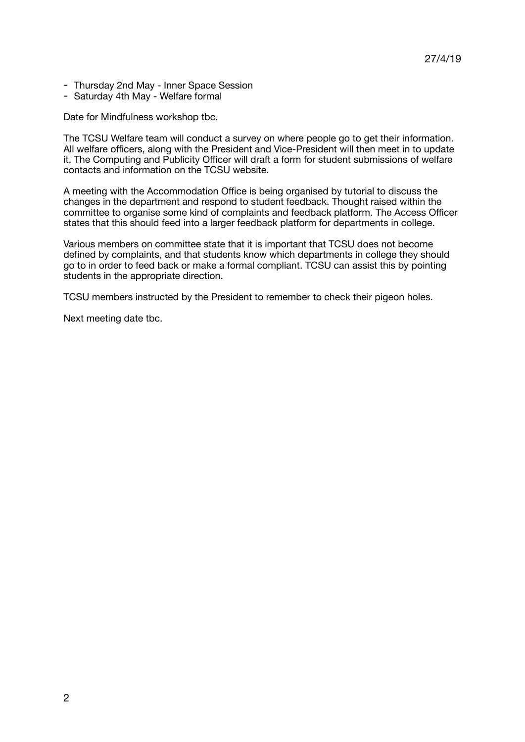27/4/19

- Thursday 2nd May - Inner Space Session
- Saturday 4th May - Welfare formal

Date for Mindfulness workshop tbc.

The TCSU Welfare team will conduct a survey on where people go to get their information. All welfare officers, along with the President and Vice-President will then meet in to update it. The Computing and Publicity Officer will draft a form for student submissions of welfare contacts and information on the TCSU website.

A meeting with the Accommodation Office is being organised by tutorial to discuss the changes in the department and respond to student feedback. Thought raised within the committee to organise some kind of complaints and feedback platform. The Access Officer states that this should feed into a larger feedback platform for departments in college.

Various members on committee state that it is important that TCSU does not become defined by complaints, and that students know which departments in college they should go to in order to feed back or make a formal compliant. TCSU can assist this by pointing students in the appropriate direction.

TCSU members instructed by the President to remember to check their pigeon holes.

Next meeting date tbc.